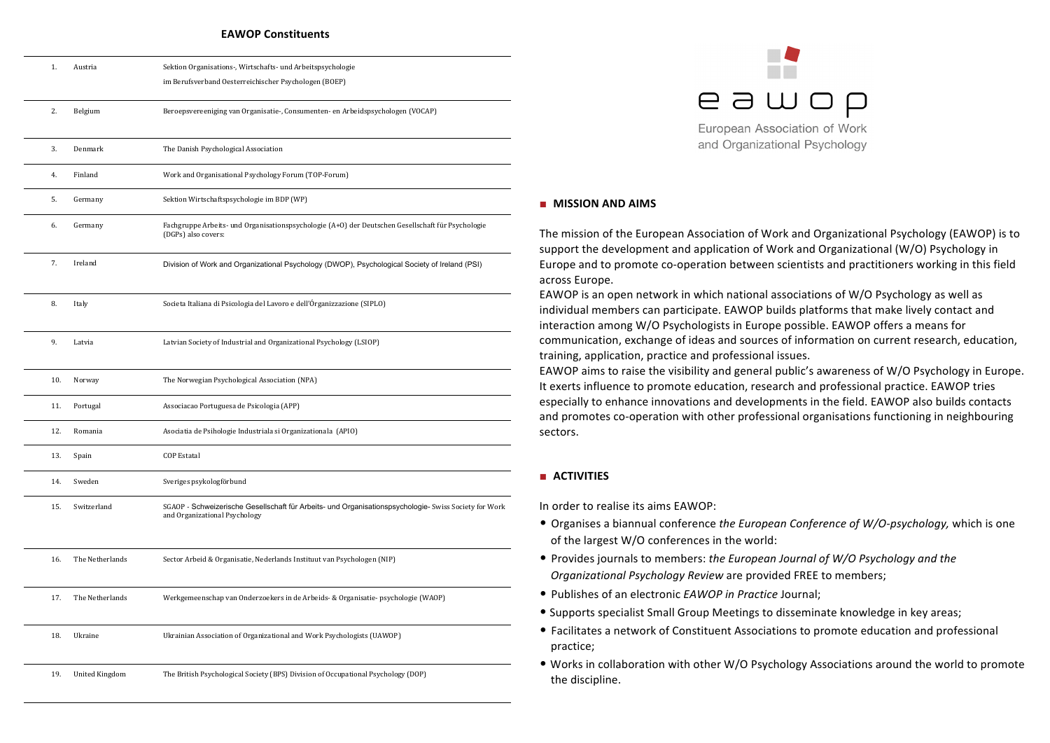## EAWOP Constituents

| | | |
|---|---|---|
| 1. | Austria | Sektion Organisations-, Wirtschafts- und Arbeitspsychologie im Berufsverband Oesterreichischer Psychologen (BOEP) |
| 2. | Belgium | Beroepsvereeniging van Organisatie-, Consumenten- en Arbeidspsychologen (VOCAP) |
| 3. | Denmark | The Danish Psychological Association |
| 4. | Finland | Work and Organisational Psychology Forum (TOP-Forum) |
| 5. | Germany | Sektion Wirtschaftspsychologie im BDP (WP) |
| 6. | Germany | Fachgruppe Arbeits- und Organisationspsychologie (A+O) der Deutschen Gesellschaft für Psychologie (DGPs) also covers: |
| 7. | Ireland | Division of Work and Organizational Psychology (DWOP), Psychological Society of Ireland (PSI) |
| 8. | Italy | Societa Italiana di Psicologia del Lavoro e dell'Órganizzazione (SIPLO) |
| 9. | Latvia | Latvian Society of Industrial and Organizational Psychology (LSIOP) |
| 10. | Norway | The Norwegian Psychological Association (NPA) |
| 11. | Portugal | Associacao Portuguesa de Psicologia (APP) |
| 12. | Romania | Asociatia de Psihologie Industriala si Organizationala (APIO) |
| 13. | Spain | COP Estatal |
| 14. | Sweden | Sveriges psykologförbund |
| 15. | Switzerland | SGAOP - Schweizerische Gesellschaft für Arbeits- und Organisationspsychologie- Swiss Society for Work and Organizational Psychology |
| 16. | The Netherlands | Sector Arbeid & Organisatie, Nederlands Instituut van Psychologen (NIP) |
| 17. | The Netherlands | Werkgemeenschap van Onderzoekers in de Arbeids- & Organisatie- psychologie (WAOP) |
| 18. | Ukraine | Ukrainian Association of Organizational and Work Psychologists (UAWOP) |
| 19. | United Kingdom | The British Psychological Society (BPS) Division of Occupational Psychology (DOP) |

eawop

European Association of Work and Organizational Psychology

### MISSION AND AIMS

The mission of the European Association of Work and Organizational Psychology (EAWOP) is to support the development and application of Work and Organizational (W/O) Psychology in Europe and to promote co-operation between scientists and practitioners working in this field across Europe.

EAWOP is an open network in which national associations of W/O Psychology as well as individual members can participate. EAWOP builds platforms that make lively contact and interaction among W/O Psychologists in Europe possible. EAWOP offers a means for communication, exchange of ideas and sources of information on current research, education, training, application, practice and professional issues.

EAWOP aims to raise the visibility and general public's awareness of W/O Psychology in Europe. It exerts influence to promote education, research and professional practice. EAWOP tries especially to enhance innovations and developments in the field. EAWOP also builds contacts and promotes co-operation with other professional organisations functioning in neighbouring sectors.

### ACTIVITIES

In order to realise its aims EAWOP:

- Organises a biannual conference *the European Conference of W/O-psychology,* which is one of the largest W/O conferences in the world:
- Provides journals to members: *the European Journal of W/O Psychology and the Organizational Psychology Review* are provided FREE to members;
- Publishes of an electronic *EAWOP in Practice* Journal;
- Supports specialist Small Group Meetings to disseminate knowledge in key areas;
- Facilitates a network of Constituent Associations to promote education and professional practice;
- Works in collaboration with other W/O Psychology Associations around the world to promote the discipline.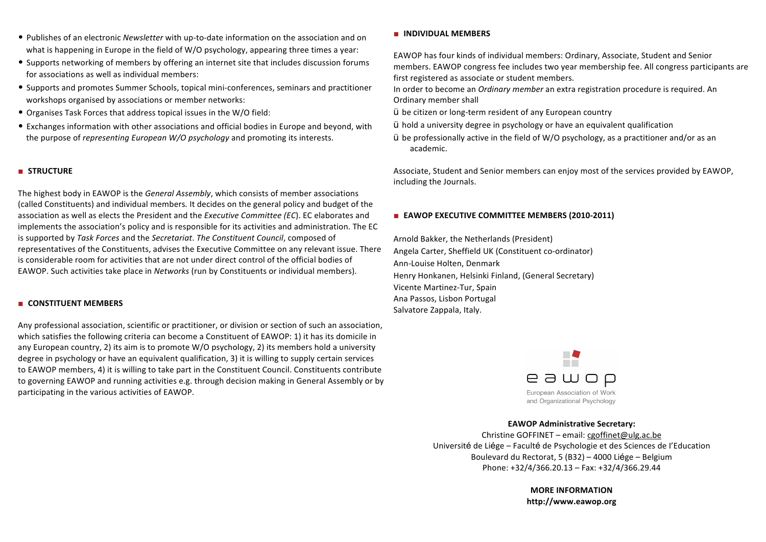- Publishes of an electronic *Newsletter* with up-to-date information on the association and on what is happening in Europe in the field of W/O psychology, appearing three times a year:
- Supports networking of members by offering an internet site that includes discussion forums for associations as well as individual members:
- Supports and promotes Summer Schools, topical mini-conferences, seminars and practitioner workshops organised by associations or member networks:
- Organises Task Forces that address topical issues in the W/O field:
- Exchanges information with other associations and official bodies in Europe and beyond, with the purpose of *representing European W/O psychology* and promoting its interests.

## ■ STRUCTURE

The highest body in EAWOP is the *General Assembly*, which consists of member associations (called Constituents) and individual members. It decides on the general policy and budget of the association as well as elects the President and the *Executive Committee (EC)*. EC elaborates and implements the association's policy and is responsible for its activities and administration. The EC is supported by *Task Forces* and the *Secretariat*. *The Constituent Council*, composed of representatives of the Constituents, advises the Executive Committee on any relevant issue. There is considerable room for activities that are not under direct control of the official bodies of EAWOP. Such activities take place in *Networks* (run by Constituents or individual members).

## ■ CONSTITUENT MEMBERS

Any professional association, scientific or practitioner, or division or section of such an association, which satisfies the following criteria can become a Constituent of EAWOP: 1) it has its domicile in any European country, 2) its aim is to promote W/O psychology, 2) its members hold a university degree in psychology or have an equivalent qualification, 3) it is willing to supply certain services to EAWOP members, 4) it is willing to take part in the Constituent Council. Constituents contribute to governing EAWOP and running activities e.g. through decision making in General Assembly or by participating in the various activities of EAWOP.

## ■ INDIVIDUAL MEMBERS

EAWOP has four kinds of individual members: Ordinary, Associate, Student and Senior members. EAWOP congress fee includes two year membership fee. All congress participants are first registered as associate or student members.
In order to become an *Ordinary member* an extra registration procedure is required. An Ordinary member shall

- be citizen or long-term resident of any European country
- hold a university degree in psychology or have an equivalent qualification
- be professionally active in the field of W/O psychology, as a practitioner and/or as an academic.

Associate, Student and Senior members can enjoy most of the services provided by EAWOP, including the Journals.

## ■ EAWOP EXECUTIVE COMMITTEE MEMBERS (2010-2011)

Arnold Bakker, the Netherlands (President)
Angela Carter, Sheffield UK (Constituent co-ordinator)
Ann-Louise Holten, Denmark
Henry Honkanen, Helsinki Finland, (General Secretary)
Vicente Martinez-Tur, Spain
Ana Passos, Lisbon Portugal
Salvatore Zappala, Italy.

eawop
European Association of Work and Organizational Psychology

**EAWOP Administrative Secretary:**
Christine GOFFINET – email: cgoffinet@ulg.ac.be
Université de Liége – Faculté de Psychologie et des Sciences de l'Education
Boulevard du Rectorat, 5 (B32) – 4000 Liége – Belgium
Phone: +32/4/366.20.13 – Fax: +32/4/366.29.44

**MORE INFORMATION**
**http://www.eawop.org**